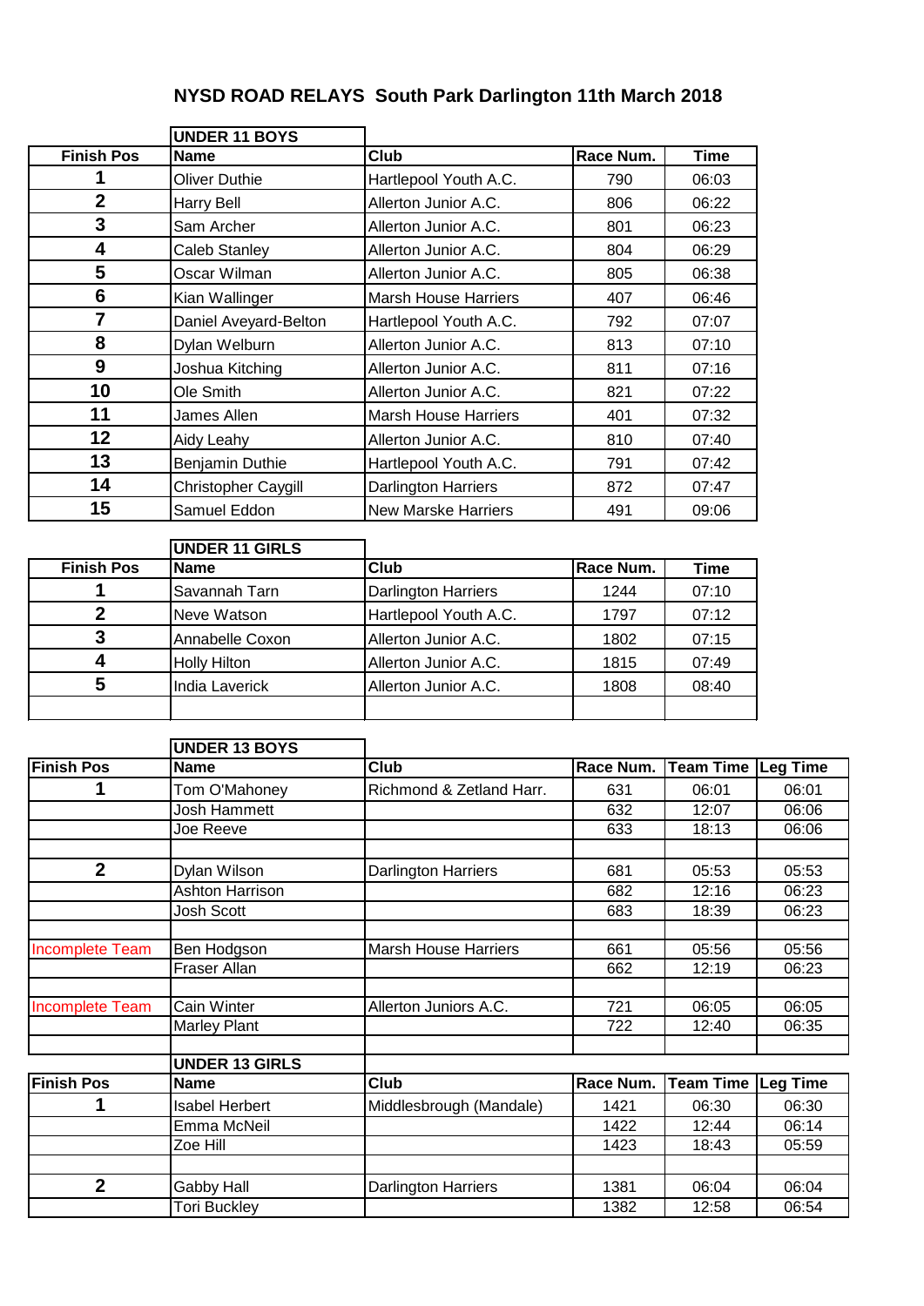# NYSD ROAD RELAYS South Park Darlington 11th March 2018

**UNDER 11 BOYS**

| Finish Pos | Name | Club | Race Num. | Time |
|---|---|---|---|---|
| 1 | Oliver Duthie | Hartlepool Youth A.C. | 790 | 06:03 |
| 2 | Harry Bell | Allerton Junior A.C. | 806 | 06:22 |
| 3 | Sam Archer | Allerton Junior A.C. | 801 | 06:23 |
| 4 | Caleb Stanley | Allerton Junior A.C. | 804 | 06:29 |
| 5 | Oscar Wilman | Allerton Junior A.C. | 805 | 06:38 |
| 6 | Kian Wallinger | Marsh House Harriers | 407 | 06:46 |
| 7 | Daniel Aveyard-Belton | Hartlepool Youth A.C. | 792 | 07:07 |
| 8 | Dylan Welburn | Allerton Junior A.C. | 813 | 07:10 |
| 9 | Joshua Kitching | Allerton Junior A.C. | 811 | 07:16 |
| 10 | Ole Smith | Allerton Junior A.C. | 821 | 07:22 |
| 11 | James Allen | Marsh House Harriers | 401 | 07:32 |
| 12 | Aidy Leahy | Allerton Junior A.C. | 810 | 07:40 |
| 13 | Benjamin Duthie | Hartlepool Youth A.C. | 791 | 07:42 |
| 14 | Christopher Caygill | Darlington Harriers | 872 | 07:47 |
| 15 | Samuel Eddon | New Marske Harriers | 491 | 09:06 |

**UNDER 11 GIRLS**

| Finish Pos | Name | Club | Race Num. | Time |
|---|---|---|---|---|
| 1 | Savannah Tarn | Darlington Harriers | 1244 | 07:10 |
| 2 | Neve Watson | Hartlepool Youth A.C. | 1797 | 07:12 |
| 3 | Annabelle Coxon | Allerton Junior A.C. | 1802 | 07:15 |
| 4 | Holly Hilton | Allerton Junior A.C. | 1815 | 07:49 |
| 5 | India Laverick | Allerton Junior A.C. | 1808 | 08:40 |

**UNDER 13 BOYS**

| Finish Pos | Name | Club | Race Num. | Team Time | Leg Time |
|---|---|---|---|---|---|
| 1 | Tom O'Mahoney | Richmond & Zetland Harr. | 631 | 06:01 | 06:01 |
| | Josh Hammett | | 632 | 12:07 | 06:06 |
| | Joe Reeve | | 633 | 18:13 | 06:06 |
| 2 | Dylan Wilson | Darlington Harriers | 681 | 05:53 | 05:53 |
| | Ashton Harrison | | 682 | 12:16 | 06:23 |
| | Josh Scott | | 683 | 18:39 | 06:23 |
| Incomplete Team | Ben Hodgson | Marsh House Harriers | 661 | 05:56 | 05:56 |
| | Fraser Allan | | 662 | 12:19 | 06:23 |
| Incomplete Team | Cain Winter | Allerton Juniors A.C. | 721 | 06:05 | 06:05 |
| | Marley Plant | | 722 | 12:40 | 06:35 |

**UNDER 13 GIRLS**

| Finish Pos | Name | Club | Race Num. | Team Time | Leg Time |
|---|---|---|---|---|---|
| 1 | Isabel Herbert | Middlesbrough (Mandale) | 1421 | 06:30 | 06:30 |
| | Emma McNeil | | 1422 | 12:44 | 06:14 |
| | Zoe Hill | | 1423 | 18:43 | 05:59 |
| 2 | Gabby Hall | Darlington Harriers | 1381 | 06:04 | 06:04 |
| | Tori Buckley | | 1382 | 12:58 | 06:54 |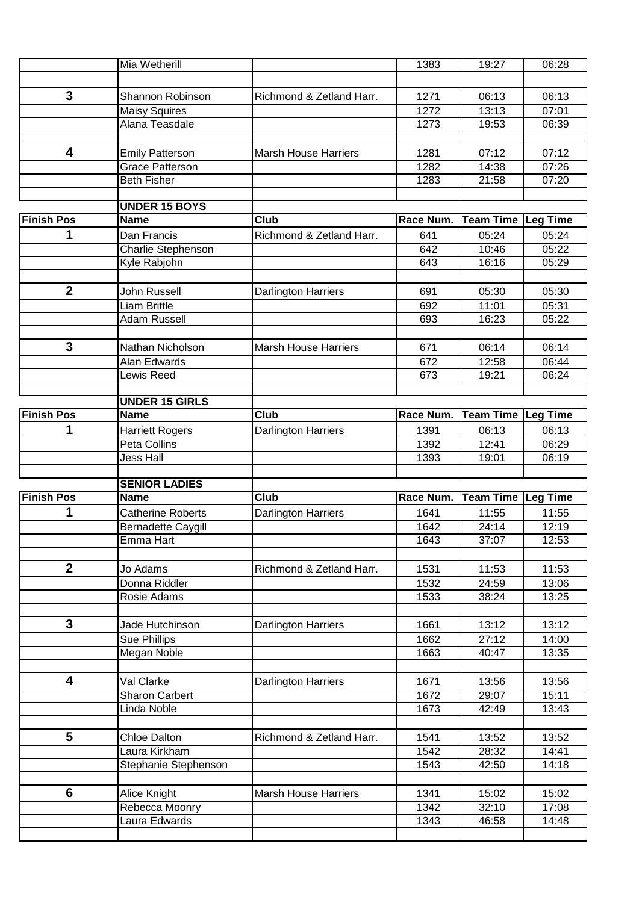| | Mia Wetherill | | 1383 | 19:27 | 06:28 |
|---|---|---|---|---|---|
| | | | | | |
| **3** | Shannon Robinson | Richmond & Zetland Harr. | 1271 | 06:13 | 06:13 |
| | Maisy Squires | | 1272 | 13:13 | 07:01 |
| | Alana Teasdale | | 1273 | 19:53 | 06:39 |
| | | | | | |
| **4** | Emily Patterson | Marsh House Harriers | 1281 | 07:12 | 07:12 |
| | Grace Patterson | | 1282 | 14:38 | 07:26 |
| | Beth Fisher | | 1283 | 21:58 | 07:20 |
| | | | | | |
| | **UNDER 15 BOYS** | | | | |
| **Finish Pos** | **Name** | **Club** | **Race Num.** | **Team Time** | **Leg Time** |
| **1** | Dan Francis | Richmond & Zetland Harr. | 641 | 05:24 | 05:24 |
| | Charlie Stephenson | | 642 | 10:46 | 05:22 |
| | Kyle Rabjohn | | 643 | 16:16 | 05:29 |
| | | | | | |
| **2** | John Russell | Darlington Harriers | 691 | 05:30 | 05:30 |
| | Liam Brittle | | 692 | 11:01 | 05:31 |
| | Adam Russell | | 693 | 16:23 | 05:22 |
| | | | | | |
| **3** | Nathan Nicholson | Marsh House Harriers | 671 | 06:14 | 06:14 |
| | Alan Edwards | | 672 | 12:58 | 06:44 |
| | Lewis Reed | | 673 | 19:21 | 06:24 |
| | | | | | |
| | **UNDER 15 GIRLS** | | | | |
| **Finish Pos** | **Name** | **Club** | **Race Num.** | **Team Time** | **Leg Time** |
| **1** | Harriett Rogers | Darlington Harriers | 1391 | 06:13 | 06:13 |
| | Peta Collins | | 1392 | 12:41 | 06:29 |
| | Jess Hall | | 1393 | 19:01 | 06:19 |
| | | | | | |
| | **SENIOR LADIES** | | | | |
| **Finish Pos** | **Name** | **Club** | **Race Num.** | **Team Time** | **Leg Time** |
| **1** | Catherine Roberts | Darlington Harriers | 1641 | 11:55 | 11:55 |
| | Bernadette Caygill | | 1642 | 24:14 | 12:19 |
| | Emma Hart | | 1643 | 37:07 | 12:53 |
| | | | | | |
| **2** | Jo Adams | Richmond & Zetland Harr. | 1531 | 11:53 | 11:53 |
| | Donna Riddler | | 1532 | 24:59 | 13:06 |
| | Rosie Adams | | 1533 | 38:24 | 13:25 |
| | | | | | |
| **3** | Jade Hutchinson | Darlington Harriers | 1661 | 13:12 | 13:12 |
| | Sue Phillips | | 1662 | 27:12 | 14:00 |
| | Megan Noble | | 1663 | 40:47 | 13:35 |
| | | | | | |
| **4** | Val Clarke | Darlington Harriers | 1671 | 13:56 | 13:56 |
| | Sharon Carbert | | 1672 | 29:07 | 15:11 |
| | Linda Noble | | 1673 | 42:49 | 13:43 |
| | | | | | |
| **5** | Chloe Dalton | Richmond & Zetland Harr. | 1541 | 13:52 | 13:52 |
| | Laura Kirkham | | 1542 | 28:32 | 14:41 |
| | Stephanie Stephenson | | 1543 | 42:50 | 14:18 |
| | | | | | |
| **6** | Alice Knight | Marsh House Harriers | 1341 | 15:02 | 15:02 |
| | Rebecca Moonry | | 1342 | 32:10 | 17:08 |
| | Laura Edwards | | 1343 | 46:58 | 14:48 |
| | | | | | |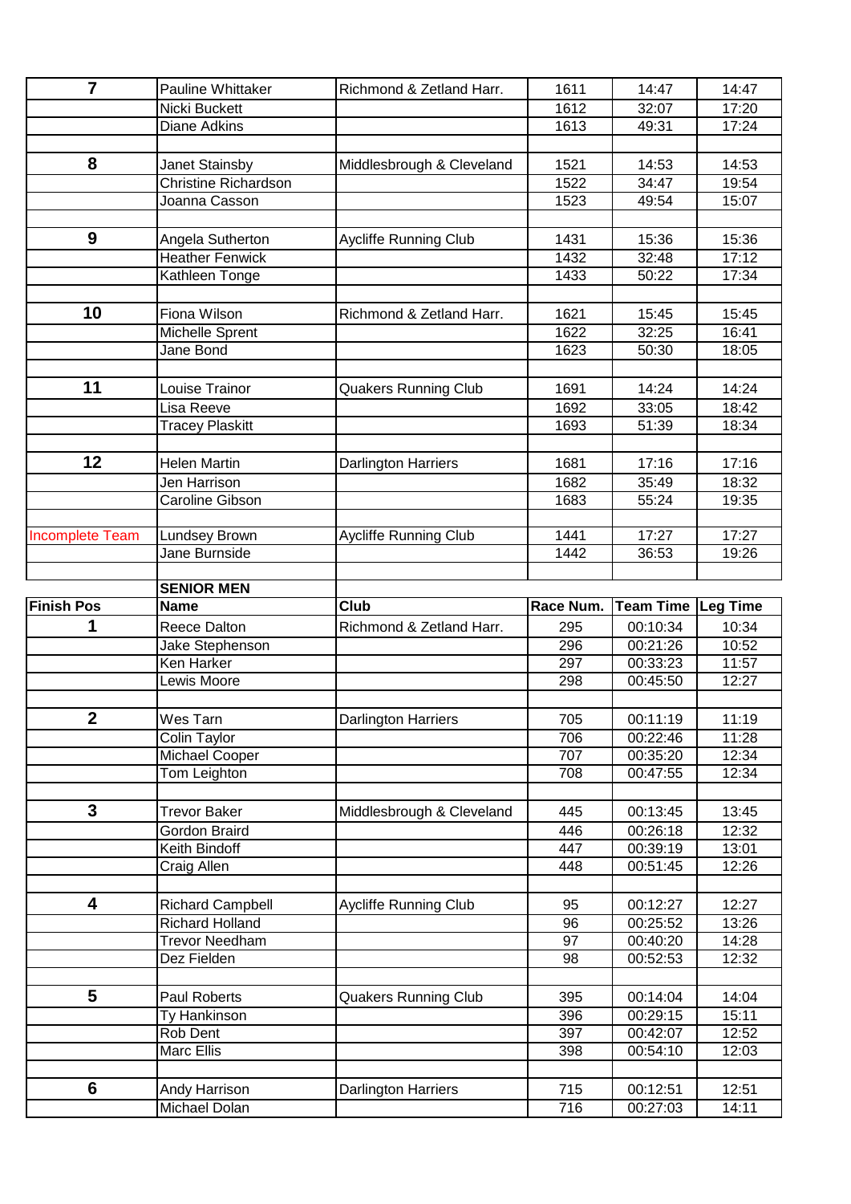| | | | | | |
|---|---|---|---|---|---|
| **7** | Pauline Whittaker | Richmond & Zetland Harr. | 1611 | 14:47 | 14:47 |
| | Nicki Buckett | | 1612 | 32:07 | 17:20 |
| | Diane Adkins | | 1613 | 49:31 | 17:24 |
| | | | | | |
| **8** | Janet Stainsby | Middlesbrough & Cleveland | 1521 | 14:53 | 14:53 |
| | Christine Richardson | | 1522 | 34:47 | 19:54 |
| | Joanna Casson | | 1523 | 49:54 | 15:07 |
| | | | | | |
| **9** | Angela Sutherton | Aycliffe Running Club | 1431 | 15:36 | 15:36 |
| | Heather Fenwick | | 1432 | 32:48 | 17:12 |
| | Kathleen Tonge | | 1433 | 50:22 | 17:34 |
| | | | | | |
| **10** | Fiona Wilson | Richmond & Zetland Harr. | 1621 | 15:45 | 15:45 |
| | Michelle Sprent | | 1622 | 32:25 | 16:41 |
| | Jane Bond | | 1623 | 50:30 | 18:05 |
| | | | | | |
| **11** | Louise Trainor | Quakers Running Club | 1691 | 14:24 | 14:24 |
| | Lisa Reeve | | 1692 | 33:05 | 18:42 |
| | Tracey Plaskitt | | 1693 | 51:39 | 18:34 |
| | | | | | |
| **12** | Helen Martin | Darlington Harriers | 1681 | 17:16 | 17:16 |
| | Jen Harrison | | 1682 | 35:49 | 18:32 |
| | Caroline Gibson | | 1683 | 55:24 | 19:35 |
| | | | | | |
| Incomplete Team | Lundsey Brown | Aycliffe Running Club | 1441 | 17:27 | 17:27 |
| | Jane Burnside | | 1442 | 36:53 | 19:26 |

**SENIOR MEN**

| Finish Pos | Name | Club | Race Num. | Team Time | Leg Time |
|---|---|---|---|---|---|
| **1** | Reece Dalton | Richmond & Zetland Harr. | 295 | 00:10:34 | 10:34 |
| | Jake Stephenson | | 296 | 00:21:26 | 10:52 |
| | Ken Harker | | 297 | 00:33:23 | 11:57 |
| | Lewis Moore | | 298 | 00:45:50 | 12:27 |
| | | | | | |
| **2** | Wes Tarn | Darlington Harriers | 705 | 00:11:19 | 11:19 |
| | Colin Taylor | | 706 | 00:22:46 | 11:28 |
| | Michael Cooper | | 707 | 00:35:20 | 12:34 |
| | Tom Leighton | | 708 | 00:47:55 | 12:34 |
| | | | | | |
| **3** | Trevor Baker | Middlesbrough & Cleveland | 445 | 00:13:45 | 13:45 |
| | Gordon Braird | | 446 | 00:26:18 | 12:32 |
| | Keith Bindoff | | 447 | 00:39:19 | 13:01 |
| | Craig Allen | | 448 | 00:51:45 | 12:26 |
| | | | | | |
| **4** | Richard Campbell | Aycliffe Running Club | 95 | 00:12:27 | 12:27 |
| | Richard Holland | | 96 | 00:25:52 | 13:26 |
| | Trevor Needham | | 97 | 00:40:20 | 14:28 |
| | Dez Fielden | | 98 | 00:52:53 | 12:32 |
| | | | | | |
| **5** | Paul Roberts | Quakers Running Club | 395 | 00:14:04 | 14:04 |
| | Ty Hankinson | | 396 | 00:29:15 | 15:11 |
| | Rob Dent | | 397 | 00:42:07 | 12:52 |
| | Marc Ellis | | 398 | 00:54:10 | 12:03 |
| | | | | | |
| **6** | Andy Harrison | Darlington Harriers | 715 | 00:12:51 | 12:51 |
| | Michael Dolan | | 716 | 00:27:03 | 14:11 |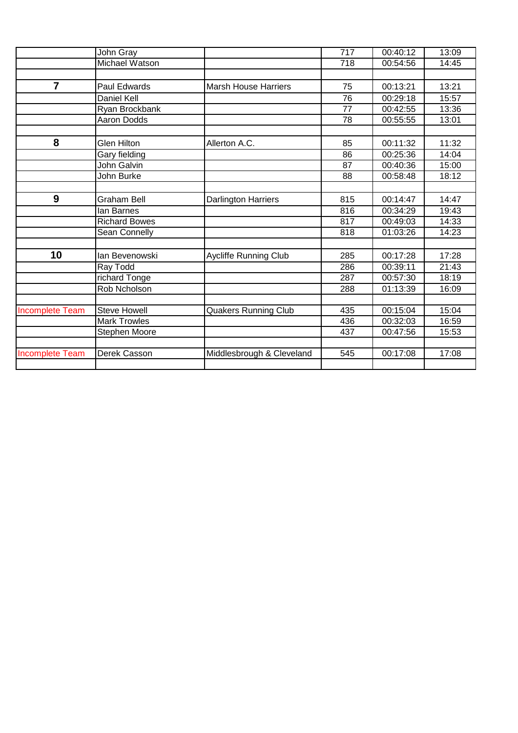| | | | | | |
|---|---|---|---|---|---|
| | John Gray | | 717 | 00:40:12 | 13:09 |
| | Michael Watson | | 718 | 00:54:56 | 14:45 |
| | | | | | |
| **7** | Paul Edwards | Marsh House Harriers | 75 | 00:13:21 | 13:21 |
| | Daniel Kell | | 76 | 00:29:18 | 15:57 |
| | Ryan Brockbank | | 77 | 00:42:55 | 13:36 |
| | Aaron Dodds | | 78 | 00:55:55 | 13:01 |
| | | | | | |
| **8** | Glen Hilton | Allerton A.C. | 85 | 00:11:32 | 11:32 |
| | Gary fielding | | 86 | 00:25:36 | 14:04 |
| | John Galvin | | 87 | 00:40:36 | 15:00 |
| | John Burke | | 88 | 00:58:48 | 18:12 |
| | | | | | |
| **9** | Graham Bell | Darlington Harriers | 815 | 00:14:47 | 14:47 |
| | Ian Barnes | | 816 | 00:34:29 | 19:43 |
| | Richard Bowes | | 817 | 00:49:03 | 14:33 |
| | Sean Connelly | | 818 | 01:03:26 | 14:23 |
| | | | | | |
| **10** | Ian Bevenowski | Aycliffe Running Club | 285 | 00:17:28 | 17:28 |
| | Ray Todd | | 286 | 00:39:11 | 21:43 |
| | richard Tonge | | 287 | 00:57:30 | 18:19 |
| | Rob Ncholson | | 288 | 01:13:39 | 16:09 |
| | | | | | |
| Incomplete Team | Steve Howell | Quakers Running Club | 435 | 00:15:04 | 15:04 |
| | Mark Trowles | | 436 | 00:32:03 | 16:59 |
| | Stephen Moore | | 437 | 00:47:56 | 15:53 |
| | | | | | |
| Incomplete Team | Derek Casson | Middlesbrough & Cleveland | 545 | 00:17:08 | 17:08 |
| | | | | | |